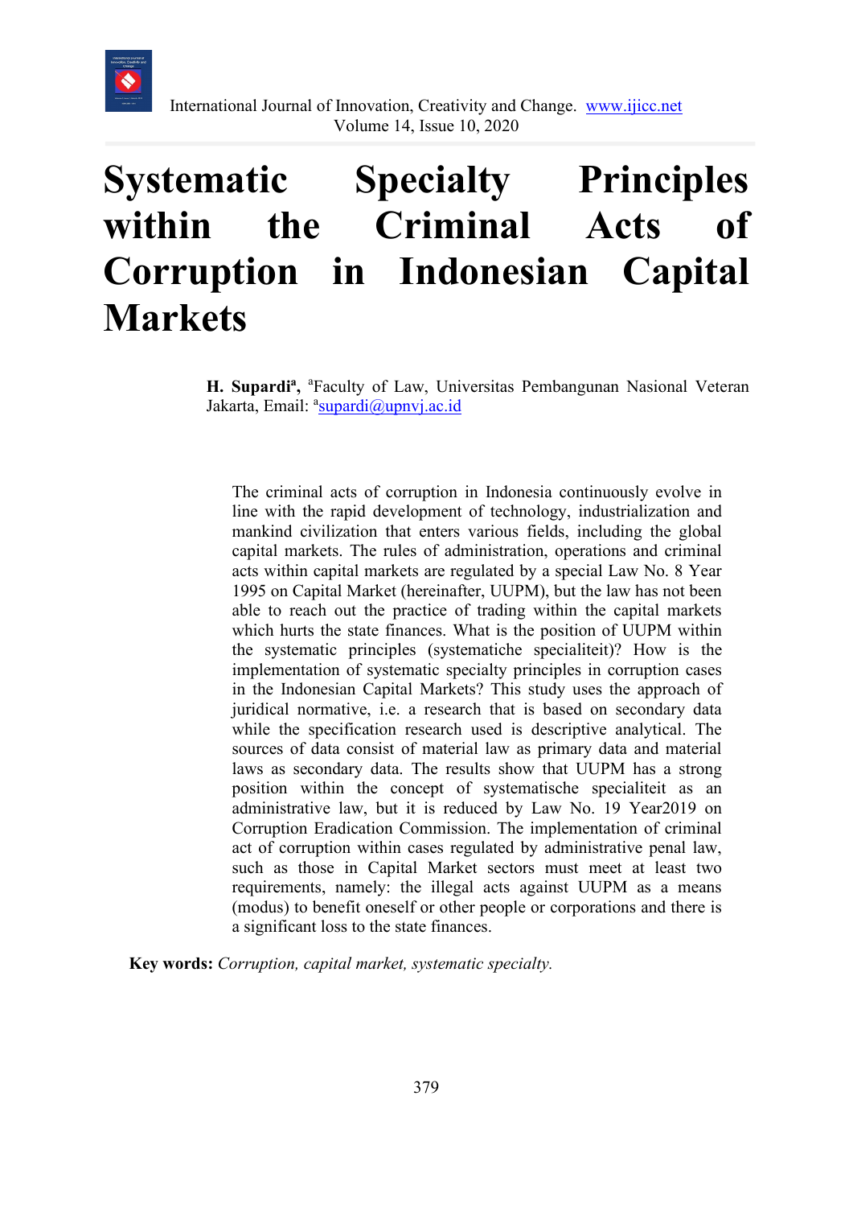# Systematic Specialty Principles within the Criminal Acts of Corruption in Indonesian Capital Markets

**H. Supardi[a],** [a]Faculty of Law, Universitas Pembangunan Nasional Veteran Jakarta, Email: [a]supardi@upnvj.ac.id

The criminal acts of corruption in Indonesia continuously evolve in line with the rapid development of technology, industrialization and mankind civilization that enters various fields, including the global capital markets. The rules of administration, operations and criminal acts within capital markets are regulated by a special Law No. 8 Year 1995 on Capital Market (hereinafter, UUPM), but the law has not been able to reach out the practice of trading within the capital markets which hurts the state finances. What is the position of UUPM within the systematic principles (systematiche specialiteit)? How is the implementation of systematic specialty principles in corruption cases in the Indonesian Capital Markets? This study uses the approach of juridical normative, i.e. a research that is based on secondary data while the specification research used is descriptive analytical. The sources of data consist of material law as primary data and material laws as secondary data. The results show that UUPM has a strong position within the concept of systematische specialiteit as an administrative law, but it is reduced by Law No. 19 Year2019 on Corruption Eradication Commission. The implementation of criminal act of corruption within cases regulated by administrative penal law, such as those in Capital Market sectors must meet at least two requirements, namely: the illegal acts against UUPM as a means (modus) to benefit oneself or other people or corporations and there is a significant loss to the state finances.

**Key words:** *Corruption, capital market, systematic specialty.*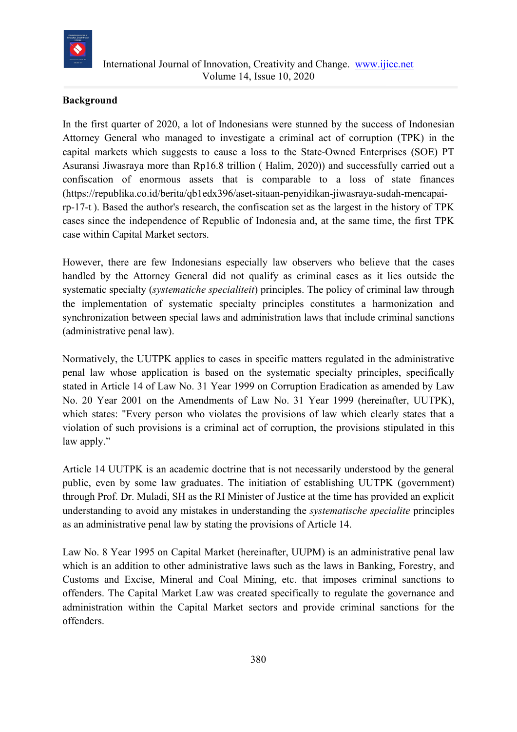## Background

In the first quarter of 2020, a lot of Indonesians were stunned by the success of Indonesian Attorney General who managed to investigate a criminal act of corruption (TPK) in the capital markets which suggests to cause a loss to the State-Owned Enterprises (SOE) PT Asuransi Jiwasraya more than Rp16.8 trillion ( Halim, 2020)) and successfully carried out a confiscation of enormous assets that is comparable to a loss of state finances (https://republika.co.id/berita/qb1edx396/aset-sitaan-penyidikan-jiwasraya-sudah-mencapai-rp-17-t ). Based the author's research, the confiscation set as the largest in the history of TPK cases since the independence of Republic of Indonesia and, at the same time, the first TPK case within Capital Market sectors.

However, there are few Indonesians especially law observers who believe that the cases handled by the Attorney General did not qualify as criminal cases as it lies outside the systematic specialty (*systematiche specialiteit*) principles. The policy of criminal law through the implementation of systematic specialty principles constitutes a harmonization and synchronization between special laws and administration laws that include criminal sanctions (administrative penal law).

Normatively, the UUTPK applies to cases in specific matters regulated in the administrative penal law whose application is based on the systematic specialty principles, specifically stated in Article 14 of Law No. 31 Year 1999 on Corruption Eradication as amended by Law No. 20 Year 2001 on the Amendments of Law No. 31 Year 1999 (hereinafter, UUTPK), which states: "Every person who violates the provisions of law which clearly states that a violation of such provisions is a criminal act of corruption, the provisions stipulated in this law apply."

Article 14 UUTPK is an academic doctrine that is not necessarily understood by the general public, even by some law graduates. The initiation of establishing UUTPK (government) through Prof. Dr. Muladi, SH as the RI Minister of Justice at the time has provided an explicit understanding to avoid any mistakes in understanding the *systematische specialite* principles as an administrative penal law by stating the provisions of Article 14.

Law No. 8 Year 1995 on Capital Market (hereinafter, UUPM) is an administrative penal law which is an addition to other administrative laws such as the laws in Banking, Forestry, and Customs and Excise, Mineral and Coal Mining, etc. that imposes criminal sanctions to offenders. The Capital Market Law was created specifically to regulate the governance and administration within the Capital Market sectors and provide criminal sanctions for the offenders.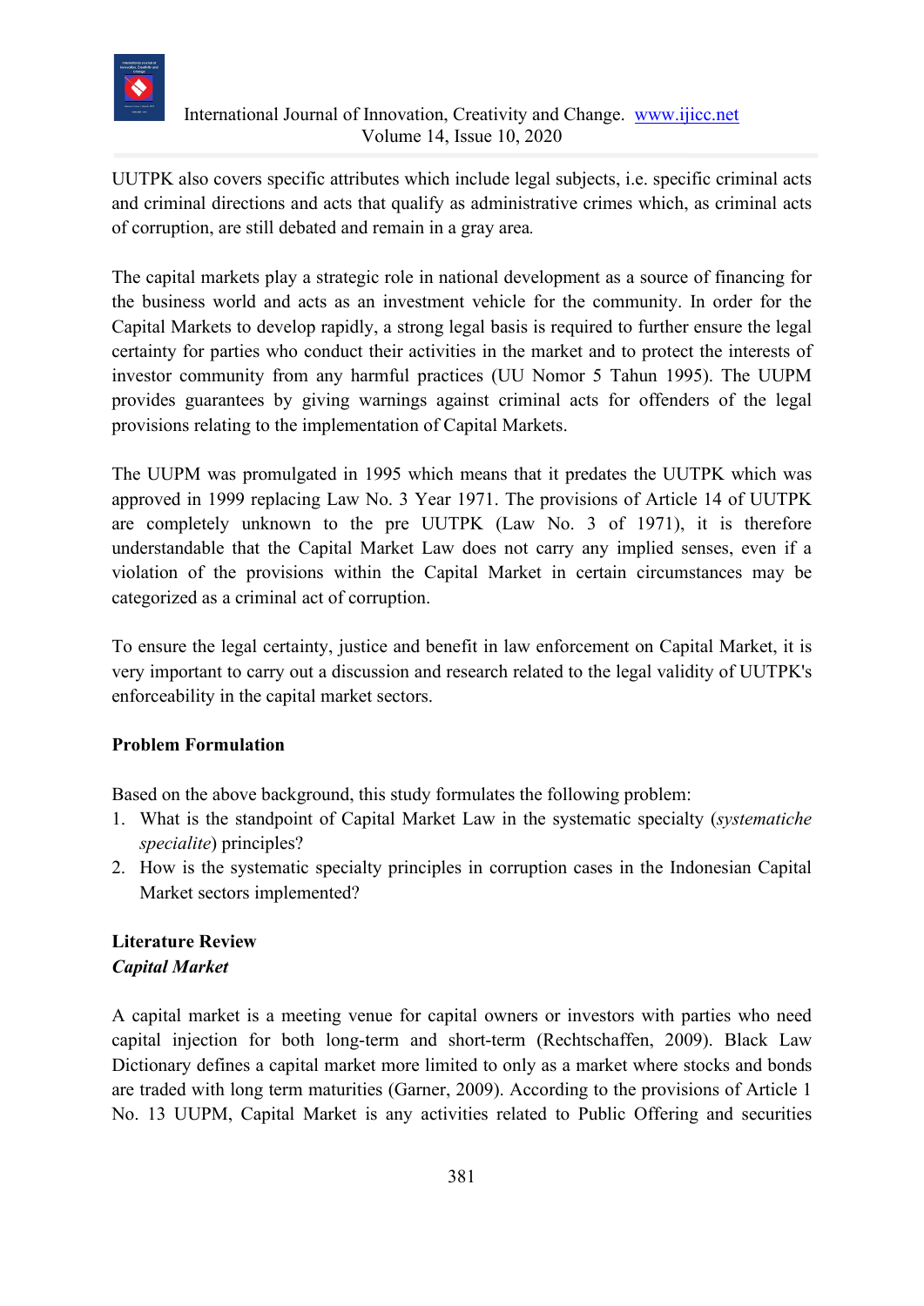UUTPK also covers specific attributes which include legal subjects, i.e. specific criminal acts and criminal directions and acts that qualify as administrative crimes which, as criminal acts of corruption, are still debated and remain in a gray area.

The capital markets play a strategic role in national development as a source of financing for the business world and acts as an investment vehicle for the community. In order for the Capital Markets to develop rapidly, a strong legal basis is required to further ensure the legal certainty for parties who conduct their activities in the market and to protect the interests of investor community from any harmful practices (UU Nomor 5 Tahun 1995). The UUPM provides guarantees by giving warnings against criminal acts for offenders of the legal provisions relating to the implementation of Capital Markets.

The UUPM was promulgated in 1995 which means that it predates the UUTPK which was approved in 1999 replacing Law No. 3 Year 1971. The provisions of Article 14 of UUTPK are completely unknown to the pre UUTPK (Law No. 3 of 1971), it is therefore understandable that the Capital Market Law does not carry any implied senses, even if a violation of the provisions within the Capital Market in certain circumstances may be categorized as a criminal act of corruption.

To ensure the legal certainty, justice and benefit in law enforcement on Capital Market, it is very important to carry out a discussion and research related to the legal validity of UUTPK's enforceability in the capital market sectors.

## Problem Formulation

Based on the above background, this study formulates the following problem:

1. What is the standpoint of Capital Market Law in the systematic specialty (*systematiche specialite*) principles?
2. How is the systematic specialty principles in corruption cases in the Indonesian Capital Market sectors implemented?

## Literature Review

### *Capital Market*

A capital market is a meeting venue for capital owners or investors with parties who need capital injection for both long-term and short-term (Rechtschaffen, 2009). Black Law Dictionary defines a capital market more limited to only as a market where stocks and bonds are traded with long term maturities (Garner, 2009). According to the provisions of Article 1 No. 13 UUPM, Capital Market is any activities related to Public Offering and securities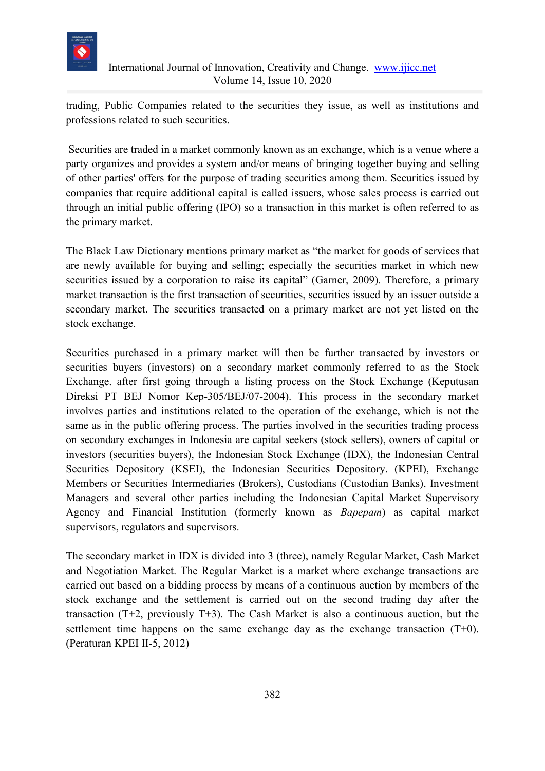trading, Public Companies related to the securities they issue, as well as institutions and professions related to such securities.

Securities are traded in a market commonly known as an exchange, which is a venue where a party organizes and provides a system and/or means of bringing together buying and selling of other parties' offers for the purpose of trading securities among them. Securities issued by companies that require additional capital is called issuers, whose sales process is carried out through an initial public offering (IPO) so a transaction in this market is often referred to as the primary market.

The Black Law Dictionary mentions primary market as "the market for goods of services that are newly available for buying and selling; especially the securities market in which new securities issued by a corporation to raise its capital" (Garner, 2009). Therefore, a primary market transaction is the first transaction of securities, securities issued by an issuer outside a secondary market. The securities transacted on a primary market are not yet listed on the stock exchange.

Securities purchased in a primary market will then be further transacted by investors or securities buyers (investors) on a secondary market commonly referred to as the Stock Exchange. after first going through a listing process on the Stock Exchange (Keputusan Direksi PT BEJ Nomor Kep-305/BEJ/07-2004). This process in the secondary market involves parties and institutions related to the operation of the exchange, which is not the same as in the public offering process. The parties involved in the securities trading process on secondary exchanges in Indonesia are capital seekers (stock sellers), owners of capital or investors (securities buyers), the Indonesian Stock Exchange (IDX), the Indonesian Central Securities Depository (KSEI), the Indonesian Securities Depository. (KPEI), Exchange Members or Securities Intermediaries (Brokers), Custodians (Custodian Banks), Investment Managers and several other parties including the Indonesian Capital Market Supervisory Agency and Financial Institution (formerly known as *Bapepam*) as capital market supervisors, regulators and supervisors.

The secondary market in IDX is divided into 3 (three), namely Regular Market, Cash Market and Negotiation Market. The Regular Market is a market where exchange transactions are carried out based on a bidding process by means of a continuous auction by members of the stock exchange and the settlement is carried out on the second trading day after the transaction (T+2, previously T+3). The Cash Market is also a continuous auction, but the settlement time happens on the same exchange day as the exchange transaction (T+0). (Peraturan KPEI II-5, 2012)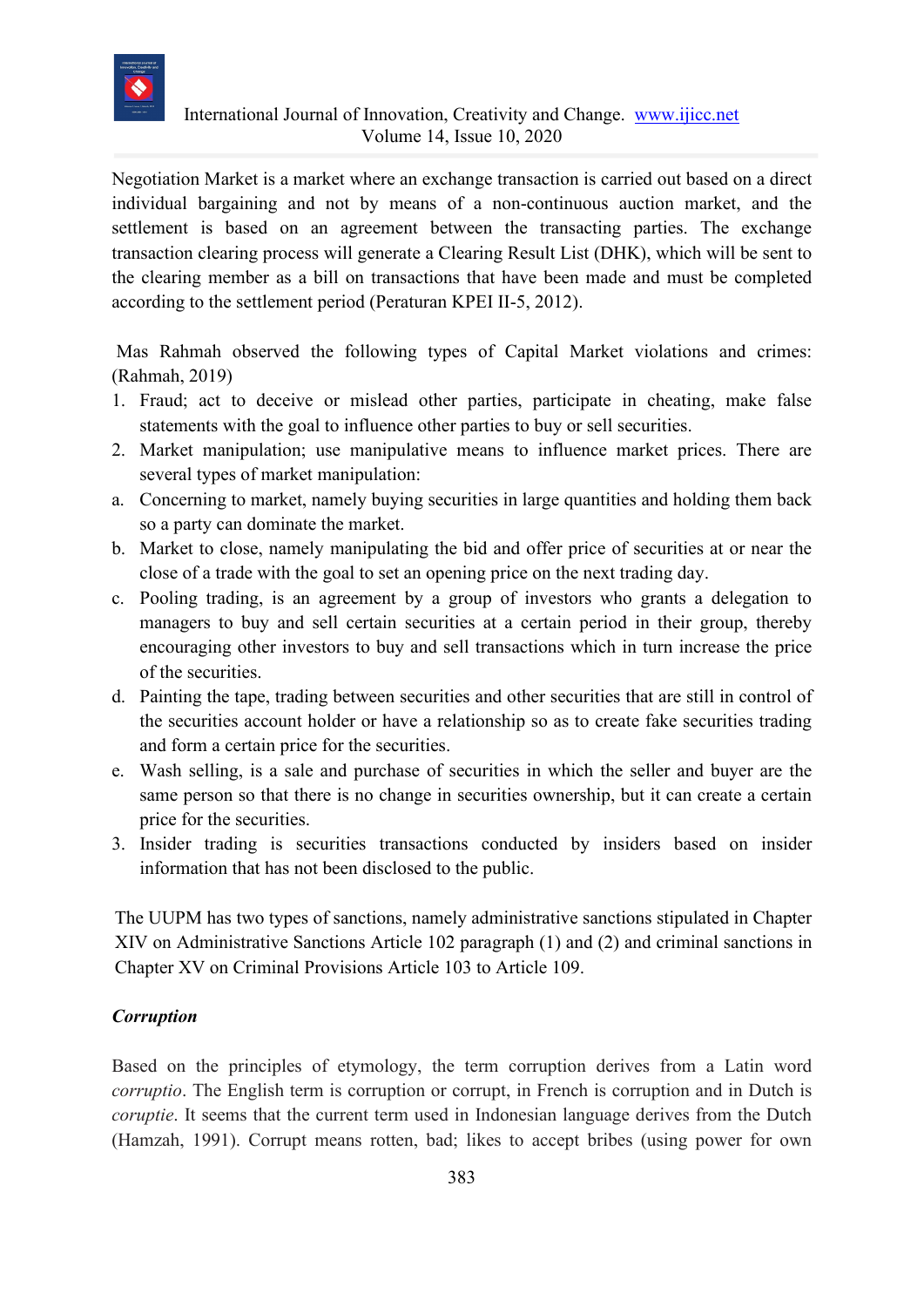Negotiation Market is a market where an exchange transaction is carried out based on a direct individual bargaining and not by means of a non-continuous auction market, and the settlement is based on an agreement between the transacting parties. The exchange transaction clearing process will generate a Clearing Result List (DHK), which will be sent to the clearing member as a bill on transactions that have been made and must be completed according to the settlement period (Peraturan KPEI II-5, 2012).

Mas Rahmah observed the following types of Capital Market violations and crimes: (Rahmah, 2019)

1. Fraud; act to deceive or mislead other parties, participate in cheating, make false statements with the goal to influence other parties to buy or sell securities.
2. Market manipulation; use manipulative means to influence market prices. There are several types of market manipulation:
   a. Concerning to market, namely buying securities in large quantities and holding them back so a party can dominate the market.
   b. Market to close, namely manipulating the bid and offer price of securities at or near the close of a trade with the goal to set an opening price on the next trading day.
   c. Pooling trading, is an agreement by a group of investors who grants a delegation to managers to buy and sell certain securities at a certain period in their group, thereby encouraging other investors to buy and sell transactions which in turn increase the price of the securities.
   d. Painting the tape, trading between securities and other securities that are still in control of the securities account holder or have a relationship so as to create fake securities trading and form a certain price for the securities.
   e. Wash selling, is a sale and purchase of securities in which the seller and buyer are the same person so that there is no change in securities ownership, but it can create a certain price for the securities.
3. Insider trading is securities transactions conducted by insiders based on insider information that has not been disclosed to the public.

The UUPM has two types of sanctions, namely administrative sanctions stipulated in Chapter XIV on Administrative Sanctions Article 102 paragraph (1) and (2) and criminal sanctions in Chapter XV on Criminal Provisions Article 103 to Article 109.

### *Corruption*

Based on the principles of etymology, the term corruption derives from a Latin word *corruptio*. The English term is corruption or corrupt, in French is corruption and in Dutch is *coruptie*. It seems that the current term used in Indonesian language derives from the Dutch (Hamzah, 1991). Corrupt means rotten, bad; likes to accept bribes (using power for own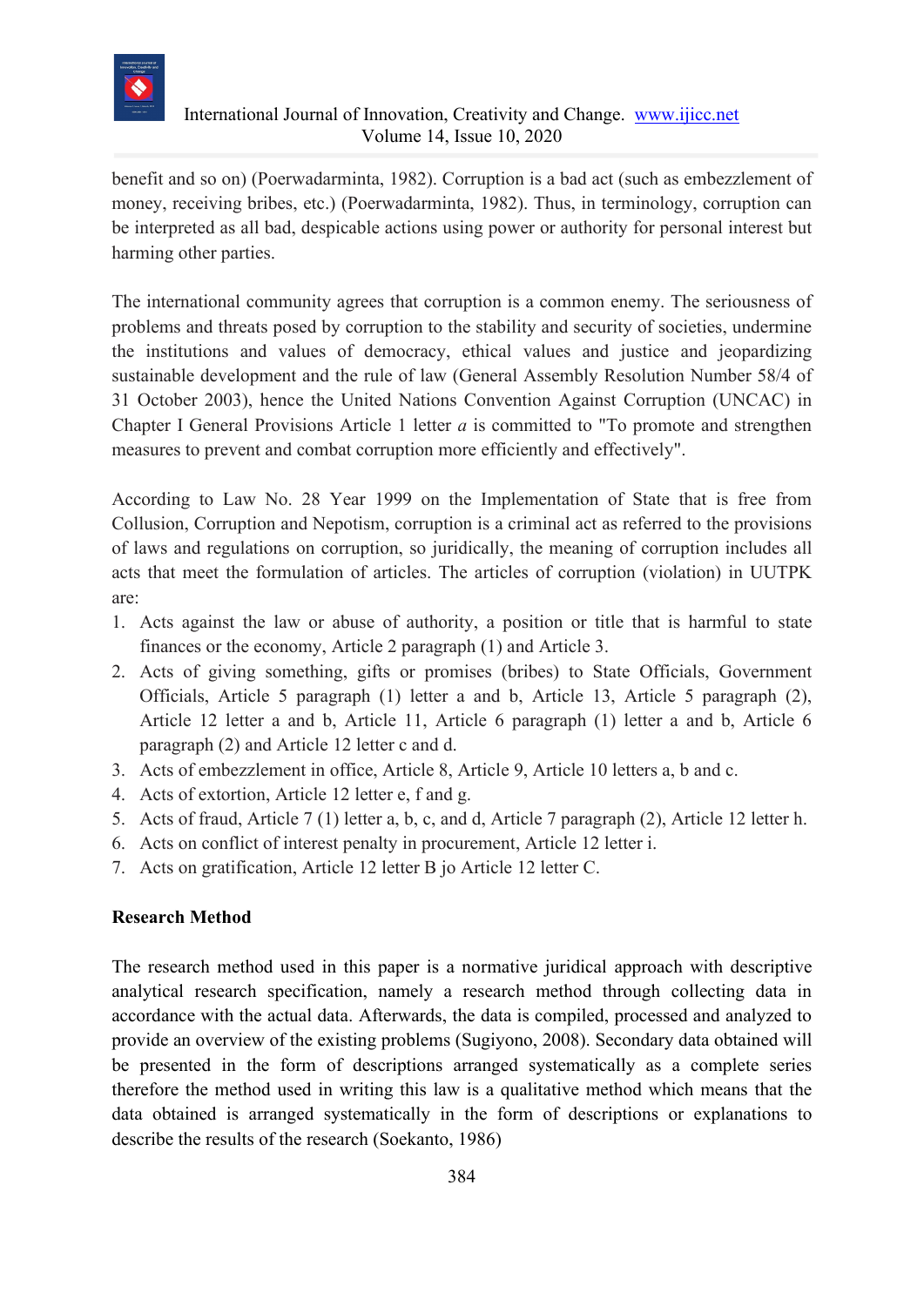benefit and so on) (Poerwadarminta, 1982). Corruption is a bad act (such as embezzlement of money, receiving bribes, etc.) (Poerwadarminta, 1982). Thus, in terminology, corruption can be interpreted as all bad, despicable actions using power or authority for personal interest but harming other parties.

The international community agrees that corruption is a common enemy. The seriousness of problems and threats posed by corruption to the stability and security of societies, undermine the institutions and values of democracy, ethical values and justice and jeopardizing sustainable development and the rule of law (General Assembly Resolution Number 58/4 of 31 October 2003), hence the United Nations Convention Against Corruption (UNCAC) in Chapter I General Provisions Article 1 letter *a* is committed to "To promote and strengthen measures to prevent and combat corruption more efficiently and effectively".

According to Law No. 28 Year 1999 on the Implementation of State that is free from Collusion, Corruption and Nepotism, corruption is a criminal act as referred to the provisions of laws and regulations on corruption, so juridically, the meaning of corruption includes all acts that meet the formulation of articles. The articles of corruption (violation) in UUTPK are:

1. Acts against the law or abuse of authority, a position or title that is harmful to state finances or the economy, Article 2 paragraph (1) and Article 3.
2. Acts of giving something, gifts or promises (bribes) to State Officials, Government Officials, Article 5 paragraph (1) letter a and b, Article 13, Article 5 paragraph (2), Article 12 letter a and b, Article 11, Article 6 paragraph (1) letter a and b, Article 6 paragraph (2) and Article 12 letter c and d.
3. Acts of embezzlement in office, Article 8, Article 9, Article 10 letters a, b and c.
4. Acts of extortion, Article 12 letter e, f and g.
5. Acts of fraud, Article 7 (1) letter a, b, c, and d, Article 7 paragraph (2), Article 12 letter h.
6. Acts on conflict of interest penalty in procurement, Article 12 letter i.
7. Acts on gratification, Article 12 letter B jo Article 12 letter C.

**Research Method**

The research method used in this paper is a normative juridical approach with descriptive analytical research specification, namely a research method through collecting data in accordance with the actual data. Afterwards, the data is compiled, processed and analyzed to provide an overview of the existing problems (Sugiyono, 2008). Secondary data obtained will be presented in the form of descriptions arranged systematically as a complete series therefore the method used in writing this law is a qualitative method which means that the data obtained is arranged systematically in the form of descriptions or explanations to describe the results of the research (Soekanto, 1986)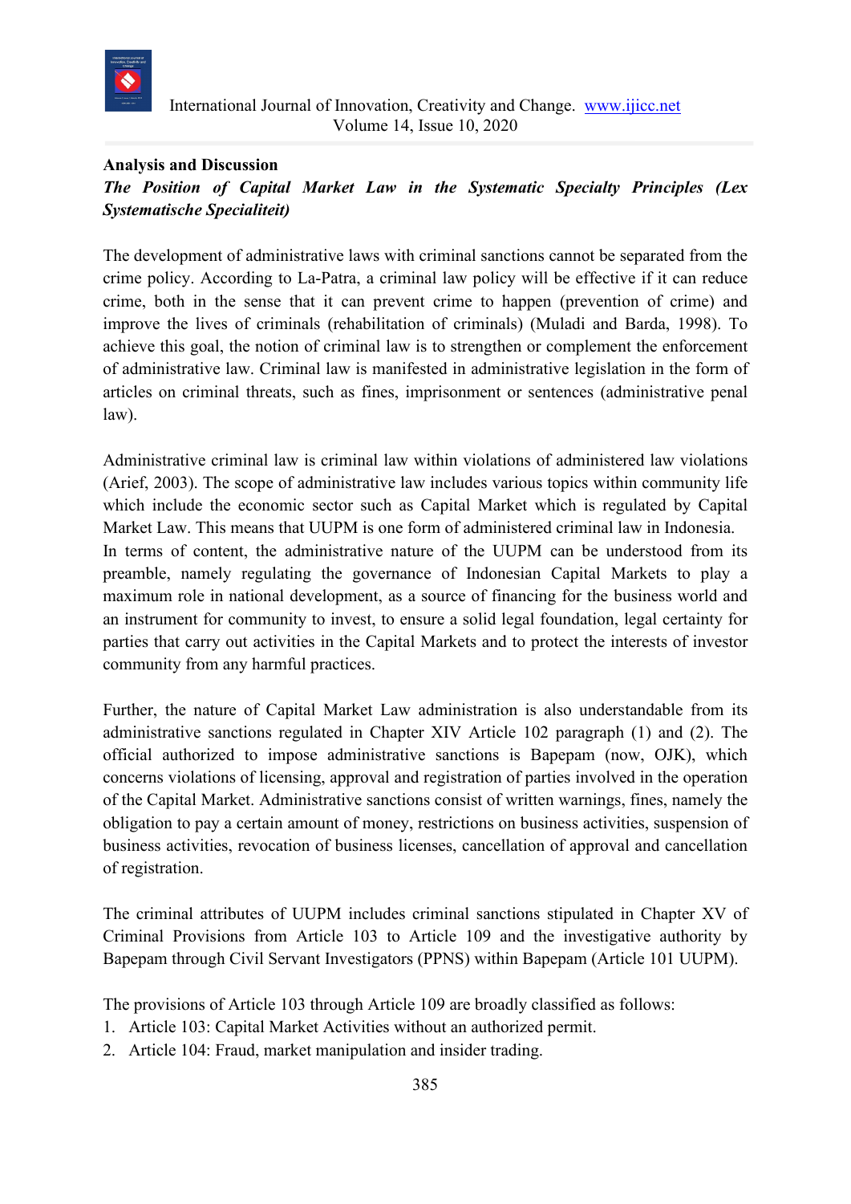**Analysis and Discussion**

***The Position of Capital Market Law in the Systematic Specialty Principles (Lex Systematische Specialiteit)***

The development of administrative laws with criminal sanctions cannot be separated from the crime policy. According to La-Patra, a criminal law policy will be effective if it can reduce crime, both in the sense that it can prevent crime to happen (prevention of crime) and improve the lives of criminals (rehabilitation of criminals) (Muladi and Barda, 1998). To achieve this goal, the notion of criminal law is to strengthen or complement the enforcement of administrative law. Criminal law is manifested in administrative legislation in the form of articles on criminal threats, such as fines, imprisonment or sentences (administrative penal law).

Administrative criminal law is criminal law within violations of administered law violations (Arief, 2003). The scope of administrative law includes various topics within community life which include the economic sector such as Capital Market which is regulated by Capital Market Law. This means that UUPM is one form of administered criminal law in Indonesia.
In terms of content, the administrative nature of the UUPM can be understood from its preamble, namely regulating the governance of Indonesian Capital Markets to play a maximum role in national development, as a source of financing for the business world and an instrument for community to invest, to ensure a solid legal foundation, legal certainty for parties that carry out activities in the Capital Markets and to protect the interests of investor community from any harmful practices.

Further, the nature of Capital Market Law administration is also understandable from its administrative sanctions regulated in Chapter XIV Article 102 paragraph (1) and (2). The official authorized to impose administrative sanctions is Bapepam (now, OJK), which concerns violations of licensing, approval and registration of parties involved in the operation of the Capital Market. Administrative sanctions consist of written warnings, fines, namely the obligation to pay a certain amount of money, restrictions on business activities, suspension of business activities, revocation of business licenses, cancellation of approval and cancellation of registration.

The criminal attributes of UUPM includes criminal sanctions stipulated in Chapter XV of Criminal Provisions from Article 103 to Article 109 and the investigative authority by Bapepam through Civil Servant Investigators (PPNS) within Bapepam (Article 101 UUPM).

The provisions of Article 103 through Article 109 are broadly classified as follows:

1. Article 103: Capital Market Activities without an authorized permit.
2. Article 104: Fraud, market manipulation and insider trading.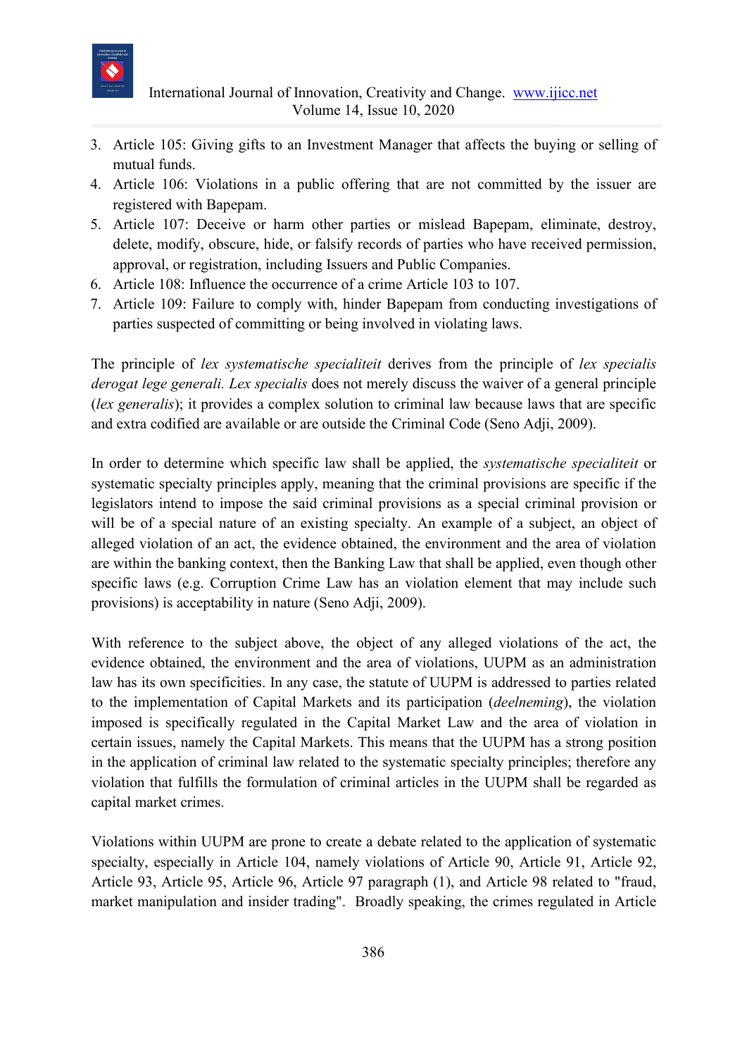3. Article 105: Giving gifts to an Investment Manager that affects the buying or selling of mutual funds.
4. Article 106: Violations in a public offering that are not committed by the issuer are registered with Bapepam.
5. Article 107: Deceive or harm other parties or mislead Bapepam, eliminate, destroy, delete, modify, obscure, hide, or falsify records of parties who have received permission, approval, or registration, including Issuers and Public Companies.
6. Article 108: Influence the occurrence of a crime Article 103 to 107.
7. Article 109: Failure to comply with, hinder Bapepam from conducting investigations of parties suspected of committing or being involved in violating laws.

The principle of *lex systematische specialiteit* derives from the principle of *lex specialis derogat lege generali. Lex specialis* does not merely discuss the waiver of a general principle (*lex generalis*); it provides a complex solution to criminal law because laws that are specific and extra codified are available or are outside the Criminal Code (Seno Adji, 2009).

In order to determine which specific law shall be applied, the *systematische specialiteit* or systematic specialty principles apply, meaning that the criminal provisions are specific if the legislators intend to impose the said criminal provisions as a special criminal provision or will be of a special nature of an existing specialty. An example of a subject, an object of alleged violation of an act, the evidence obtained, the environment and the area of violation are within the banking context, then the Banking Law that shall be applied, even though other specific laws (e.g. Corruption Crime Law has an violation element that may include such provisions) is acceptability in nature (Seno Adji, 2009).

With reference to the subject above, the object of any alleged violations of the act, the evidence obtained, the environment and the area of violations, UUPM as an administration law has its own specificities. In any case, the statute of UUPM is addressed to parties related to the implementation of Capital Markets and its participation (*deelneming*), the violation imposed is specifically regulated in the Capital Market Law and the area of violation in certain issues, namely the Capital Markets. This means that the UUPM has a strong position in the application of criminal law related to the systematic specialty principles; therefore any violation that fulfills the formulation of criminal articles in the UUPM shall be regarded as capital market crimes.

Violations within UUPM are prone to create a debate related to the application of systematic specialty, especially in Article 104, namely violations of Article 90, Article 91, Article 92, Article 93, Article 95, Article 96, Article 97 paragraph (1), and Article 98 related to "fraud, market manipulation and insider trading". Broadly speaking, the crimes regulated in Article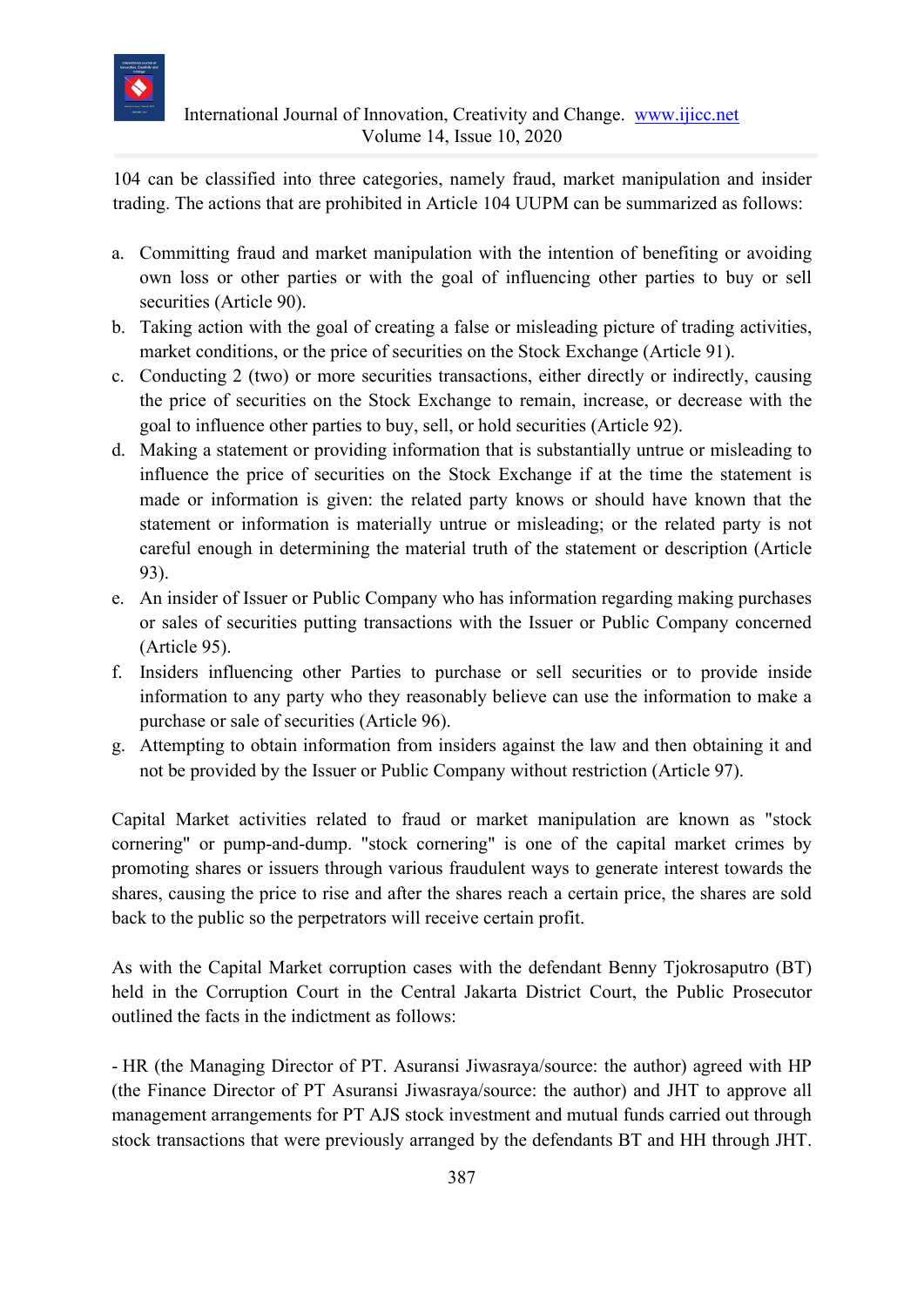104 can be classified into three categories, namely fraud, market manipulation and insider trading. The actions that are prohibited in Article 104 UUPM can be summarized as follows:

a. Committing fraud and market manipulation with the intention of benefiting or avoiding own loss or other parties or with the goal of influencing other parties to buy or sell securities (Article 90).
b. Taking action with the goal of creating a false or misleading picture of trading activities, market conditions, or the price of securities on the Stock Exchange (Article 91).
c. Conducting 2 (two) or more securities transactions, either directly or indirectly, causing the price of securities on the Stock Exchange to remain, increase, or decrease with the goal to influence other parties to buy, sell, or hold securities (Article 92).
d. Making a statement or providing information that is substantially untrue or misleading to influence the price of securities on the Stock Exchange if at the time the statement is made or information is given: the related party knows or should have known that the statement or information is materially untrue or misleading; or the related party is not careful enough in determining the material truth of the statement or description (Article 93).
e. An insider of Issuer or Public Company who has information regarding making purchases or sales of securities putting transactions with the Issuer or Public Company concerned (Article 95).
f. Insiders influencing other Parties to purchase or sell securities or to provide inside information to any party who they reasonably believe can use the information to make a purchase or sale of securities (Article 96).
g. Attempting to obtain information from insiders against the law and then obtaining it and not be provided by the Issuer or Public Company without restriction (Article 97).

Capital Market activities related to fraud or market manipulation are known as "stock cornering" or pump-and-dump. "stock cornering" is one of the capital market crimes by promoting shares or issuers through various fraudulent ways to generate interest towards the shares, causing the price to rise and after the shares reach a certain price, the shares are sold back to the public so the perpetrators will receive certain profit.

As with the Capital Market corruption cases with the defendant Benny Tjokrosaputro (BT) held in the Corruption Court in the Central Jakarta District Court, the Public Prosecutor outlined the facts in the indictment as follows:

- HR (the Managing Director of PT. Asuransi Jiwasraya/source: the author) agreed with HP (the Finance Director of PT Asuransi Jiwasraya/source: the author) and JHT to approve all management arrangements for PT AJS stock investment and mutual funds carried out through stock transactions that were previously arranged by the defendants BT and HH through JHT.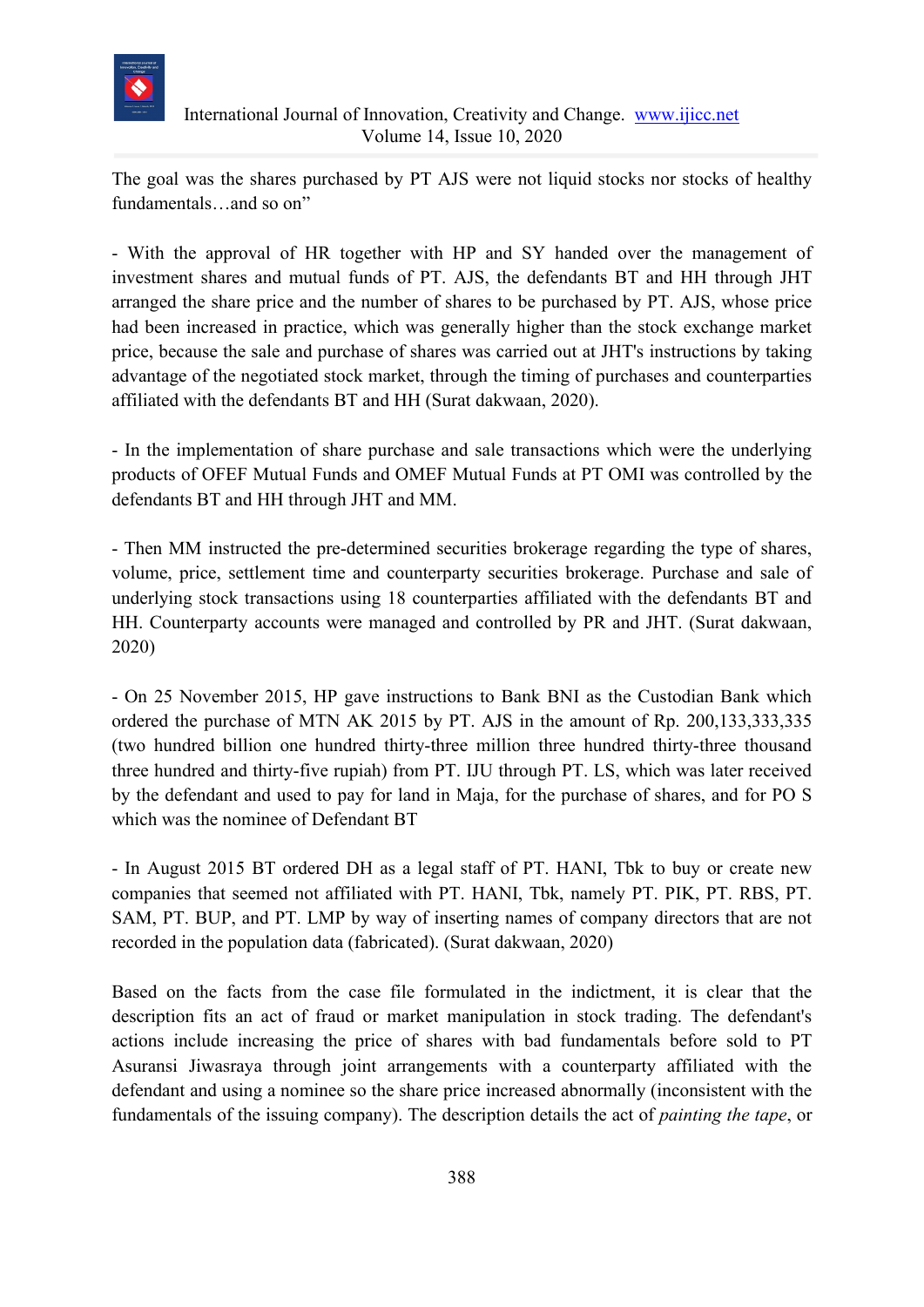The goal was the shares purchased by PT AJS were not liquid stocks nor stocks of healthy fundamentals…and so on"

- With the approval of HR together with HP and SY handed over the management of investment shares and mutual funds of PT. AJS, the defendants BT and HH through JHT arranged the share price and the number of shares to be purchased by PT. AJS, whose price had been increased in practice, which was generally higher than the stock exchange market price, because the sale and purchase of shares was carried out at JHT's instructions by taking advantage of the negotiated stock market, through the timing of purchases and counterparties affiliated with the defendants BT and HH (Surat dakwaan, 2020).

- In the implementation of share purchase and sale transactions which were the underlying products of OFEF Mutual Funds and OMEF Mutual Funds at PT OMI was controlled by the defendants BT and HH through JHT and MM.

- Then MM instructed the pre-determined securities brokerage regarding the type of shares, volume, price, settlement time and counterparty securities brokerage. Purchase and sale of underlying stock transactions using 18 counterparties affiliated with the defendants BT and HH. Counterparty accounts were managed and controlled by PR and JHT. (Surat dakwaan, 2020)

- On 25 November 2015, HP gave instructions to Bank BNI as the Custodian Bank which ordered the purchase of MTN AK 2015 by PT. AJS in the amount of Rp. 200,133,333,335 (two hundred billion one hundred thirty-three million three hundred thirty-three thousand three hundred and thirty-five rupiah) from PT. IJU through PT. LS, which was later received by the defendant and used to pay for land in Maja, for the purchase of shares, and for PO S which was the nominee of Defendant BT

- In August 2015 BT ordered DH as a legal staff of PT. HANI, Tbk to buy or create new companies that seemed not affiliated with PT. HANI, Tbk, namely PT. PIK, PT. RBS, PT. SAM, PT. BUP, and PT. LMP by way of inserting names of company directors that are not recorded in the population data (fabricated). (Surat dakwaan, 2020)

Based on the facts from the case file formulated in the indictment, it is clear that the description fits an act of fraud or market manipulation in stock trading. The defendant's actions include increasing the price of shares with bad fundamentals before sold to PT Asuransi Jiwasraya through joint arrangements with a counterparty affiliated with the defendant and using a nominee so the share price increased abnormally (inconsistent with the fundamentals of the issuing company). The description details the act of *painting the tape*, or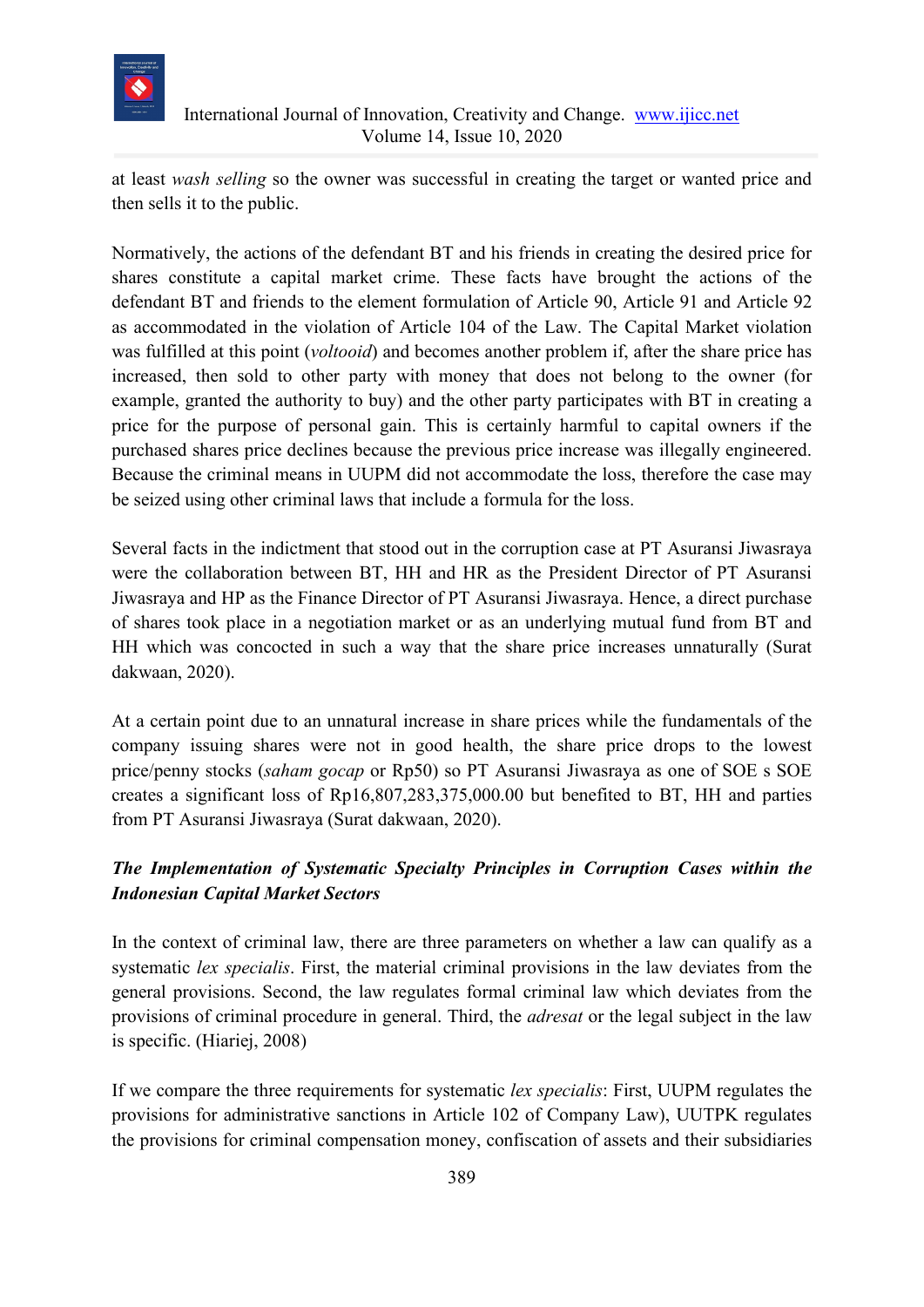at least *wash selling* so the owner was successful in creating the target or wanted price and then sells it to the public.

Normatively, the actions of the defendant BT and his friends in creating the desired price for shares constitute a capital market crime. These facts have brought the actions of the defendant BT and friends to the element formulation of Article 90, Article 91 and Article 92 as accommodated in the violation of Article 104 of the Law. The Capital Market violation was fulfilled at this point (*voltooid*) and becomes another problem if, after the share price has increased, then sold to other party with money that does not belong to the owner (for example, granted the authority to buy) and the other party participates with BT in creating a price for the purpose of personal gain. This is certainly harmful to capital owners if the purchased shares price declines because the previous price increase was illegally engineered. Because the criminal means in UUPM did not accommodate the loss, therefore the case may be seized using other criminal laws that include a formula for the loss.

Several facts in the indictment that stood out in the corruption case at PT Asuransi Jiwasraya were the collaboration between BT, HH and HR as the President Director of PT Asuransi Jiwasraya and HP as the Finance Director of PT Asuransi Jiwasraya. Hence, a direct purchase of shares took place in a negotiation market or as an underlying mutual fund from BT and HH which was concocted in such a way that the share price increases unnaturally (Surat dakwaan, 2020).

At a certain point due to an unnatural increase in share prices while the fundamentals of the company issuing shares were not in good health, the share price drops to the lowest price/penny stocks (*saham gocap* or Rp50) so PT Asuransi Jiwasraya as one of SOE s SOE creates a significant loss of Rp16,807,283,375,000.00 but benefited to BT, HH and parties from PT Asuransi Jiwasraya (Surat dakwaan, 2020).

### *The Implementation of Systematic Specialty Principles in Corruption Cases within the Indonesian Capital Market Sectors*

In the context of criminal law, there are three parameters on whether a law can qualify as a systematic *lex specialis*. First, the material criminal provisions in the law deviates from the general provisions. Second, the law regulates formal criminal law which deviates from the provisions of criminal procedure in general. Third, the *adresat* or the legal subject in the law is specific. (Hiariej, 2008)

If we compare the three requirements for systematic *lex specialis*: First, UUPM regulates the provisions for administrative sanctions in Article 102 of Company Law), UUTPK regulates the provisions for criminal compensation money, confiscation of assets and their subsidiaries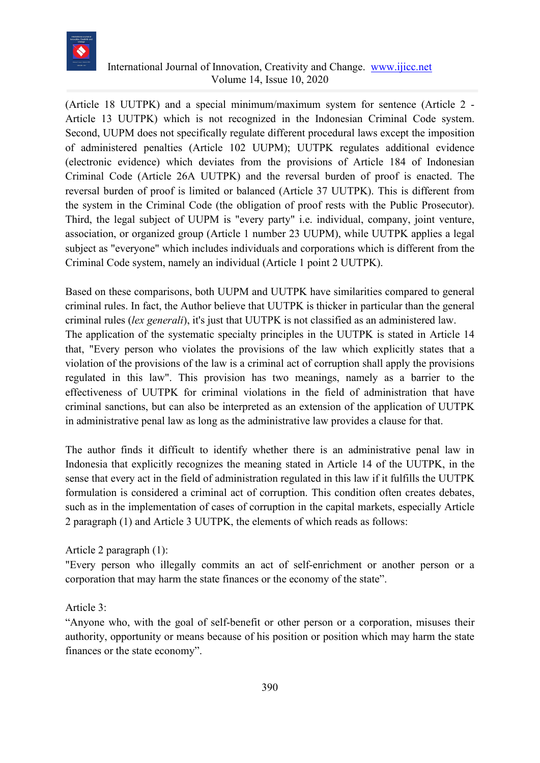(Article 18 UUTPK) and a special minimum/maximum system for sentence (Article 2 - Article 13 UUTPK) which is not recognized in the Indonesian Criminal Code system. Second, UUPM does not specifically regulate different procedural laws except the imposition of administered penalties (Article 102 UUPM); UUTPK regulates additional evidence (electronic evidence) which deviates from the provisions of Article 184 of Indonesian Criminal Code (Article 26A UUTPK) and the reversal burden of proof is enacted. The reversal burden of proof is limited or balanced (Article 37 UUTPK). This is different from the system in the Criminal Code (the obligation of proof rests with the Public Prosecutor). Third, the legal subject of UUPM is "every party" i.e. individual, company, joint venture, association, or organized group (Article 1 number 23 UUPM), while UUTPK applies a legal subject as "everyone" which includes individuals and corporations which is different from the Criminal Code system, namely an individual (Article 1 point 2 UUTPK).

Based on these comparisons, both UUPM and UUTPK have similarities compared to general criminal rules. In fact, the Author believe that UUTPK is thicker in particular than the general criminal rules (*lex generali*), it's just that UUTPK is not classified as an administered law.
The application of the systematic specialty principles in the UUTPK is stated in Article 14 that, "Every person who violates the provisions of the law which explicitly states that a violation of the provisions of the law is a criminal act of corruption shall apply the provisions regulated in this law". This provision has two meanings, namely as a barrier to the effectiveness of UUTPK for criminal violations in the field of administration that have criminal sanctions, but can also be interpreted as an extension of the application of UUTPK in administrative penal law as long as the administrative law provides a clause for that.

The author finds it difficult to identify whether there is an administrative penal law in Indonesia that explicitly recognizes the meaning stated in Article 14 of the UUTPK, in the sense that every act in the field of administration regulated in this law if it fulfills the UUTPK formulation is considered a criminal act of corruption. This condition often creates debates, such as in the implementation of cases of corruption in the capital markets, especially Article 2 paragraph (1) and Article 3 UUTPK, the elements of which reads as follows:

Article 2 paragraph (1):
"Every person who illegally commits an act of self-enrichment or another person or a corporation that may harm the state finances or the economy of the state".

Article 3:
"Anyone who, with the goal of self-benefit or other person or a corporation, misuses their authority, opportunity or means because of his position or position which may harm the state finances or the state economy".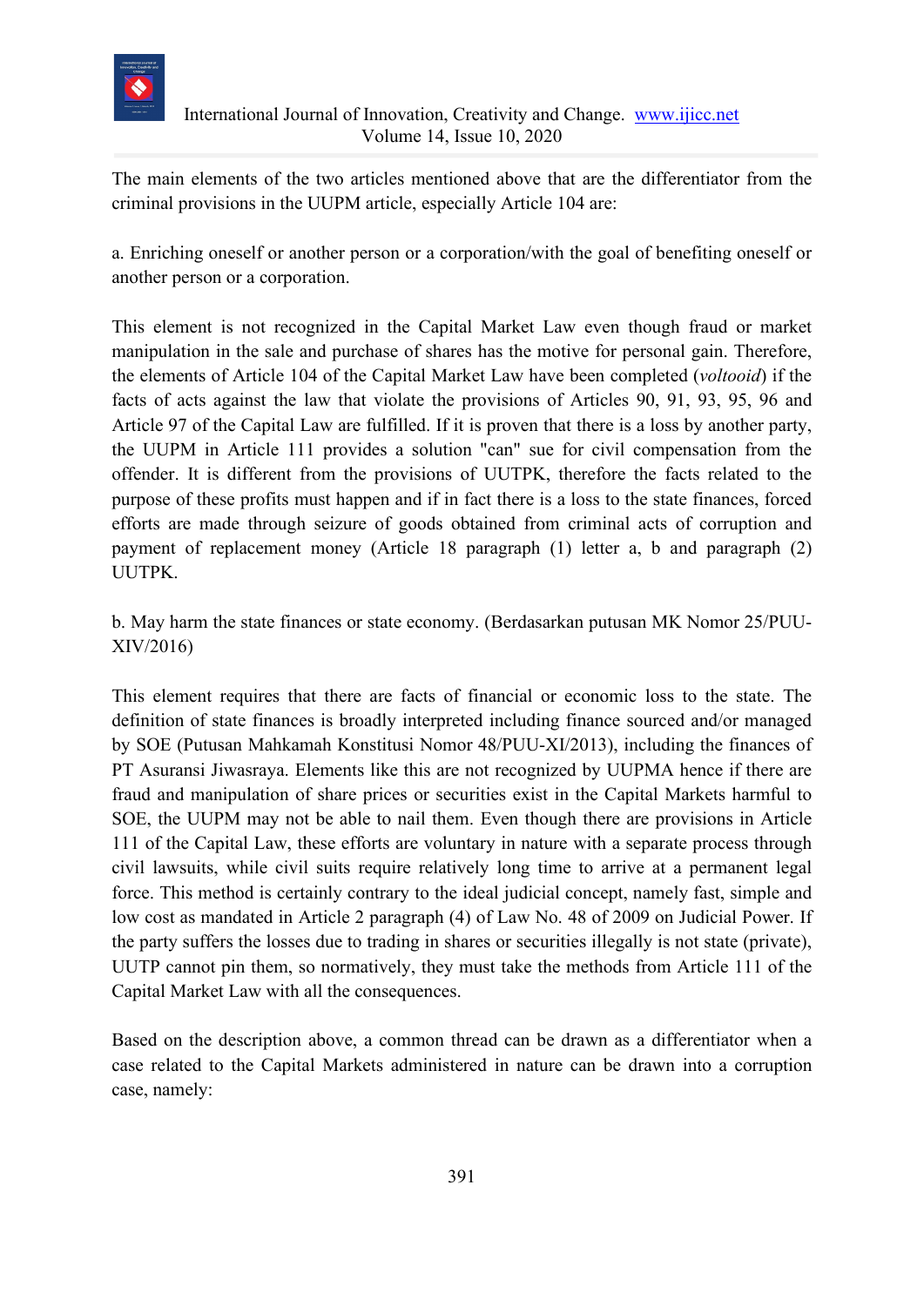The main elements of the two articles mentioned above that are the differentiator from the criminal provisions in the UUPM article, especially Article 104 are:

a. Enriching oneself or another person or a corporation/with the goal of benefiting oneself or another person or a corporation.

This element is not recognized in the Capital Market Law even though fraud or market manipulation in the sale and purchase of shares has the motive for personal gain. Therefore, the elements of Article 104 of the Capital Market Law have been completed (*voltooid*) if the facts of acts against the law that violate the provisions of Articles 90, 91, 93, 95, 96 and Article 97 of the Capital Law are fulfilled. If it is proven that there is a loss by another party, the UUPM in Article 111 provides a solution "can" sue for civil compensation from the offender. It is different from the provisions of UUTPK, therefore the facts related to the purpose of these profits must happen and if in fact there is a loss to the state finances, forced efforts are made through seizure of goods obtained from criminal acts of corruption and payment of replacement money (Article 18 paragraph (1) letter a, b and paragraph (2) UUTPK.

b. May harm the state finances or state economy. (Berdasarkan putusan MK Nomor 25/PUU-XIV/2016)

This element requires that there are facts of financial or economic loss to the state. The definition of state finances is broadly interpreted including finance sourced and/or managed by SOE (Putusan Mahkamah Konstitusi Nomor 48/PUU-XI/2013), including the finances of PT Asuransi Jiwasraya. Elements like this are not recognized by UUPMA hence if there are fraud and manipulation of share prices or securities exist in the Capital Markets harmful to SOE, the UUPM may not be able to nail them. Even though there are provisions in Article 111 of the Capital Law, these efforts are voluntary in nature with a separate process through civil lawsuits, while civil suits require relatively long time to arrive at a permanent legal force. This method is certainly contrary to the ideal judicial concept, namely fast, simple and low cost as mandated in Article 2 paragraph (4) of Law No. 48 of 2009 on Judicial Power. If the party suffers the losses due to trading in shares or securities illegally is not state (private), UUTP cannot pin them, so normatively, they must take the methods from Article 111 of the Capital Market Law with all the consequences.

Based on the description above, a common thread can be drawn as a differentiator when a case related to the Capital Markets administered in nature can be drawn into a corruption case, namely: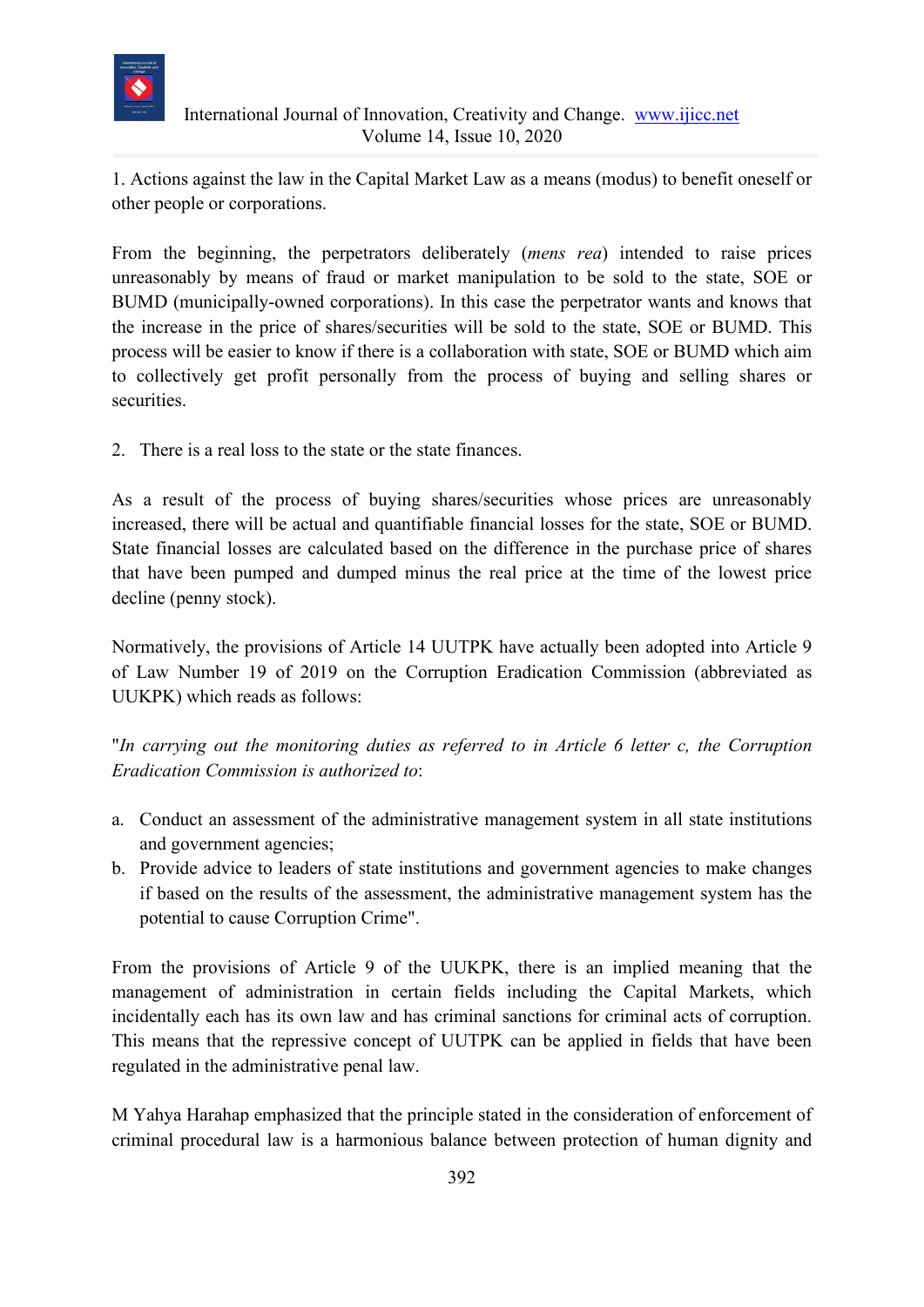1. Actions against the law in the Capital Market Law as a means (modus) to benefit oneself or other people or corporations.

From the beginning, the perpetrators deliberately (*mens rea*) intended to raise prices unreasonably by means of fraud or market manipulation to be sold to the state, SOE or BUMD (municipally-owned corporations). In this case the perpetrator wants and knows that the increase in the price of shares/securities will be sold to the state, SOE or BUMD. This process will be easier to know if there is a collaboration with state, SOE or BUMD which aim to collectively get profit personally from the process of buying and selling shares or securities.

2. There is a real loss to the state or the state finances.

As a result of the process of buying shares/securities whose prices are unreasonably increased, there will be actual and quantifiable financial losses for the state, SOE or BUMD. State financial losses are calculated based on the difference in the purchase price of shares that have been pumped and dumped minus the real price at the time of the lowest price decline (penny stock).

Normatively, the provisions of Article 14 UUTPK have actually been adopted into Article 9 of Law Number 19 of 2019 on the Corruption Eradication Commission (abbreviated as UUKPK) which reads as follows:

"*In carrying out the monitoring duties as referred to in Article 6 letter c, the Corruption Eradication Commission is authorized to*:

a. Conduct an assessment of the administrative management system in all state institutions and government agencies;
b. Provide advice to leaders of state institutions and government agencies to make changes if based on the results of the assessment, the administrative management system has the potential to cause Corruption Crime".

From the provisions of Article 9 of the UUKPK, there is an implied meaning that the management of administration in certain fields including the Capital Markets, which incidentally each has its own law and has criminal sanctions for criminal acts of corruption. This means that the repressive concept of UUTPK can be applied in fields that have been regulated in the administrative penal law.

M Yahya Harahap emphasized that the principle stated in the consideration of enforcement of criminal procedural law is a harmonious balance between protection of human dignity and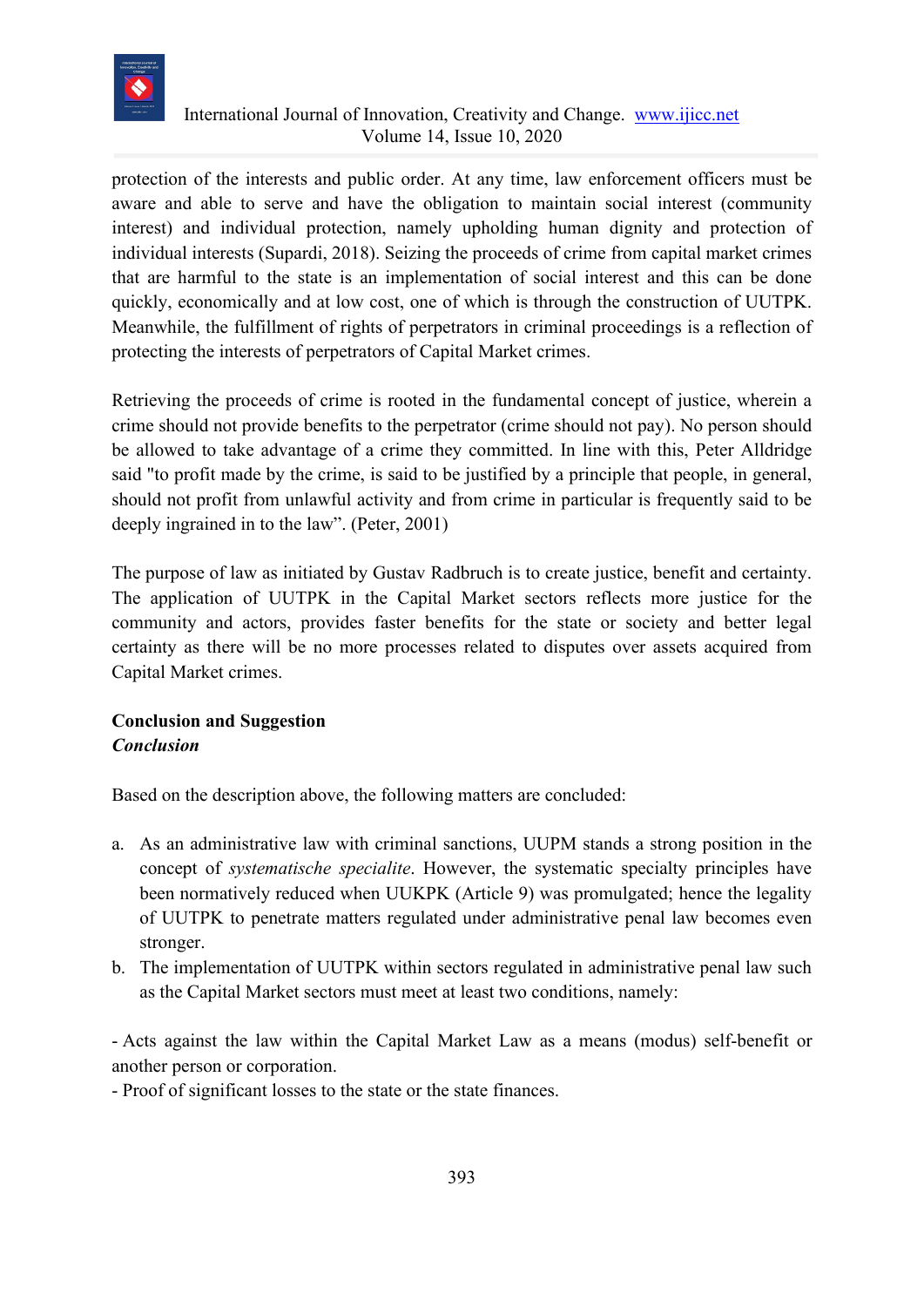protection of the interests and public order. At any time, law enforcement officers must be aware and able to serve and have the obligation to maintain social interest (community interest) and individual protection, namely upholding human dignity and protection of individual interests (Supardi, 2018). Seizing the proceeds of crime from capital market crimes that are harmful to the state is an implementation of social interest and this can be done quickly, economically and at low cost, one of which is through the construction of UUTPK. Meanwhile, the fulfillment of rights of perpetrators in criminal proceedings is a reflection of protecting the interests of perpetrators of Capital Market crimes.

Retrieving the proceeds of crime is rooted in the fundamental concept of justice, wherein a crime should not provide benefits to the perpetrator (crime should not pay). No person should be allowed to take advantage of a crime they committed. In line with this, Peter Alldridge said "to profit made by the crime, is said to be justified by a principle that people, in general, should not profit from unlawful activity and from crime in particular is frequently said to be deeply ingrained in to the law". (Peter, 2001)

The purpose of law as initiated by Gustav Radbruch is to create justice, benefit and certainty. The application of UUTPK in the Capital Market sectors reflects more justice for the community and actors, provides faster benefits for the state or society and better legal certainty as there will be no more processes related to disputes over assets acquired from Capital Market crimes.

## Conclusion and Suggestion

### *Conclusion*

Based on the description above, the following matters are concluded:

a. As an administrative law with criminal sanctions, UUPM stands a strong position in the concept of *systematische specialite*. However, the systematic specialty principles have been normatively reduced when UUKPK (Article 9) was promulgated; hence the legality of UUTPK to penetrate matters regulated under administrative penal law becomes even stronger.
b. The implementation of UUTPK within sectors regulated in administrative penal law such as the Capital Market sectors must meet at least two conditions, namely:

- Acts against the law within the Capital Market Law as a means (modus) self-benefit or another person or corporation.
- Proof of significant losses to the state or the state finances.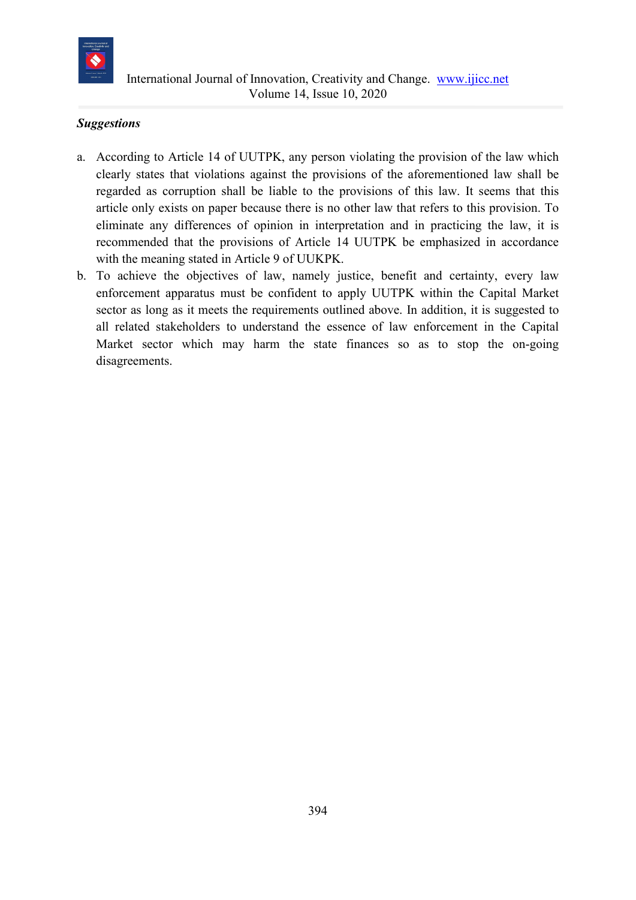***Suggestions***

a. According to Article 14 of UUTPK, any person violating the provision of the law which clearly states that violations against the provisions of the aforementioned law shall be regarded as corruption shall be liable to the provisions of this law. It seems that this article only exists on paper because there is no other law that refers to this provision. To eliminate any differences of opinion in interpretation and in practicing the law, it is recommended that the provisions of Article 14 UUTPK be emphasized in accordance with the meaning stated in Article 9 of UUKPK.

b. To achieve the objectives of law, namely justice, benefit and certainty, every law enforcement apparatus must be confident to apply UUTPK within the Capital Market sector as long as it meets the requirements outlined above. In addition, it is suggested to all related stakeholders to understand the essence of law enforcement in the Capital Market sector which may harm the state finances so as to stop the on-going disagreements.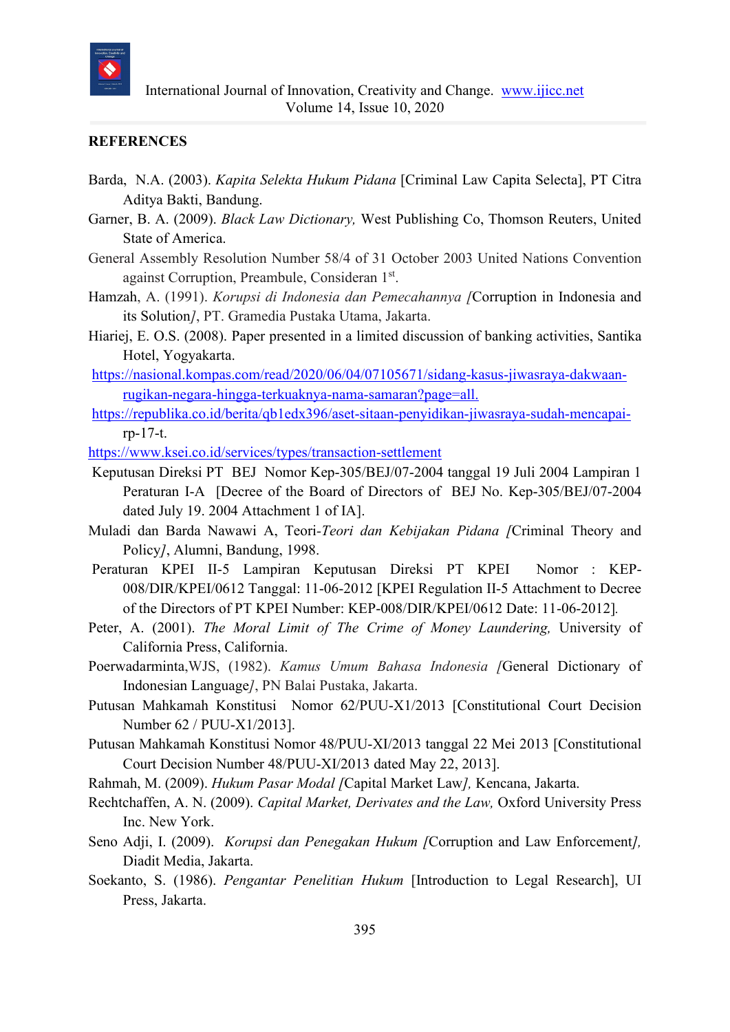**REFERENCES**

Barda, N.A. (2003). *Kapita Selekta Hukum Pidana* [Criminal Law Capita Selecta], PT Citra Aditya Bakti, Bandung.

Garner, B. A. (2009). *Black Law Dictionary,* West Publishing Co, Thomson Reuters, United State of America.

General Assembly Resolution Number 58/4 of 31 October 2003 United Nations Convention against Corruption, Preambule, Consideran 1st.

Hamzah, A. (1991). *Korupsi di Indonesia dan Pemecahannya [*Corruption in Indonesia and its Solution*]*, PT. Gramedia Pustaka Utama, Jakarta.

Hiariej, E. O.S. (2008). Paper presented in a limited discussion of banking activities, Santika Hotel, Yogyakarta.

https://nasional.kompas.com/read/2020/06/04/07105671/sidang-kasus-jiwasraya-dakwaan-rugikan-negara-hingga-terkuaknya-nama-samaran?page=all.

https://republika.co.id/berita/qb1edx396/aset-sitaan-penyidikan-jiwasraya-sudah-mencapai-rp-17-t.

https://www.ksei.co.id/services/types/transaction-settlement

Keputusan Direksi PT BEJ Nomor Kep-305/BEJ/07-2004 tanggal 19 Juli 2004 Lampiran 1 Peraturan I-A [Decree of the Board of Directors of BEJ No. Kep-305/BEJ/07-2004 dated July 19. 2004 Attachment 1 of IA].

Muladi dan Barda Nawawi A, Teori-*Teori dan Kebijakan Pidana [*Criminal Theory and Policy*]*, Alumni, Bandung, 1998.

Peraturan KPEI II-5 Lampiran Keputusan Direksi PT KPEI Nomor : KEP-008/DIR/KPEI/0612 Tanggal: 11-06-2012 [KPEI Regulation II-5 Attachment to Decree of the Directors of PT KPEI Number: KEP-008/DIR/KPEI/0612 Date: 11-06-2012].

Peter, A. (2001). *The Moral Limit of The Crime of Money Laundering,* University of California Press, California.

Poerwadarminta,WJS, (1982). *Kamus Umum Bahasa Indonesia [*General Dictionary of Indonesian Language*]*, PN Balai Pustaka, Jakarta.

Putusan Mahkamah Konstitusi Nomor 62/PUU-X1/2013 [Constitutional Court Decision Number 62 / PUU-X1/2013].

Putusan Mahkamah Konstitusi Nomor 48/PUU-XI/2013 tanggal 22 Mei 2013 [Constitutional Court Decision Number 48/PUU-XI/2013 dated May 22, 2013].

Rahmah, M. (2009). *Hukum Pasar Modal [*Capital Market Law*],* Kencana, Jakarta.

Rechtchaffen, A. N. (2009). *Capital Market, Derivates and the Law,* Oxford University Press Inc. New York.

Seno Adji, I. (2009). *Korupsi dan Penegakan Hukum [*Corruption and Law Enforcement*],* Diadit Media, Jakarta.

Soekanto, S. (1986). *Pengantar Penelitian Hukum* [Introduction to Legal Research], UI Press, Jakarta.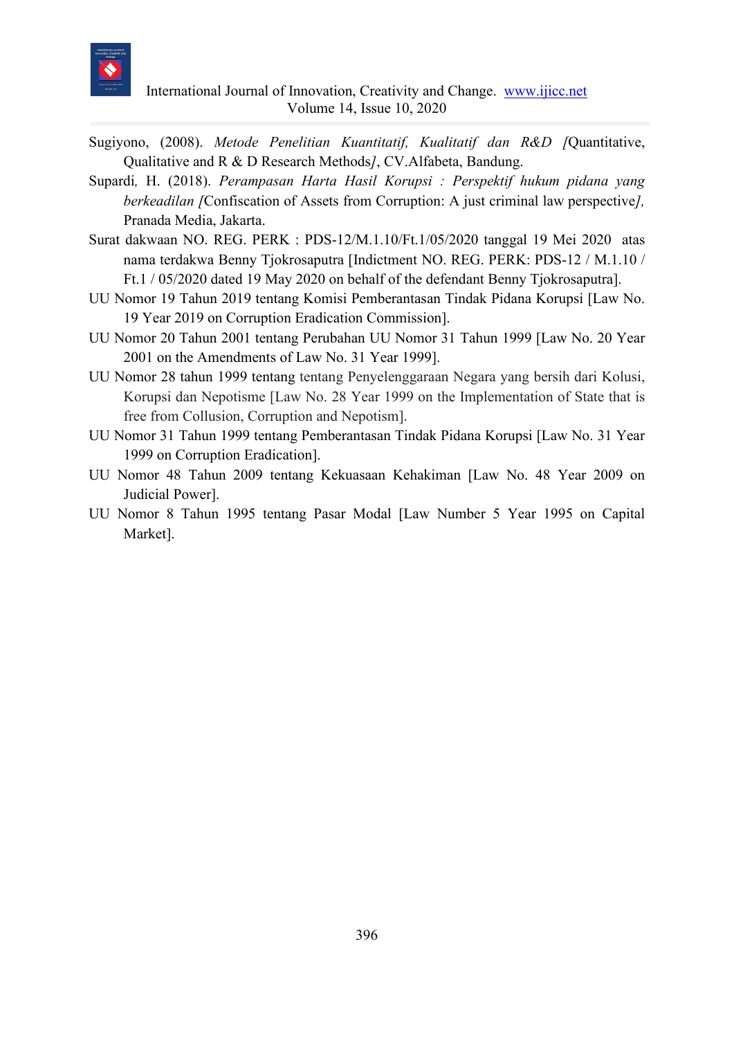Sugiyono, (2008). *Metode Penelitian Kuantitatif, Kualitatif dan R&D [*Quantitative, Qualitative and R & D Research Methods*]*, CV.Alfabeta, Bandung.

Supardi, H. (2018). *Perampasan Harta Hasil Korupsi : Perspektif hukum pidana yang berkeadilan [*Confiscation of Assets from Corruption: A just criminal law perspective*],* Pranada Media, Jakarta.

Surat dakwaan NO. REG. PERK : PDS-12/M.1.10/Ft.1/05/2020 tanggal 19 Mei 2020 atas nama terdakwa Benny Tjokrosaputra [Indictment NO. REG. PERK: PDS-12 / M.1.10 / Ft.1 / 05/2020 dated 19 May 2020 on behalf of the defendant Benny Tjokrosaputra].

UU Nomor 19 Tahun 2019 tentang Komisi Pemberantasan Tindak Pidana Korupsi [Law No. 19 Year 2019 on Corruption Eradication Commission].

UU Nomor 20 Tahun 2001 tentang Perubahan UU Nomor 31 Tahun 1999 [Law No. 20 Year 2001 on the Amendments of Law No. 31 Year 1999].

UU Nomor 28 tahun 1999 tentang tentang Penyelenggaraan Negara yang bersih dari Kolusi, Korupsi dan Nepotisme [Law No. 28 Year 1999 on the Implementation of State that is free from Collusion, Corruption and Nepotism].

UU Nomor 31 Tahun 1999 tentang Pemberantasan Tindak Pidana Korupsi [Law No. 31 Year 1999 on Corruption Eradication].

UU Nomor 48 Tahun 2009 tentang Kekuasaan Kehakiman [Law No. 48 Year 2009 on Judicial Power].

UU Nomor 8 Tahun 1995 tentang Pasar Modal [Law Number 5 Year 1995 on Capital Market].